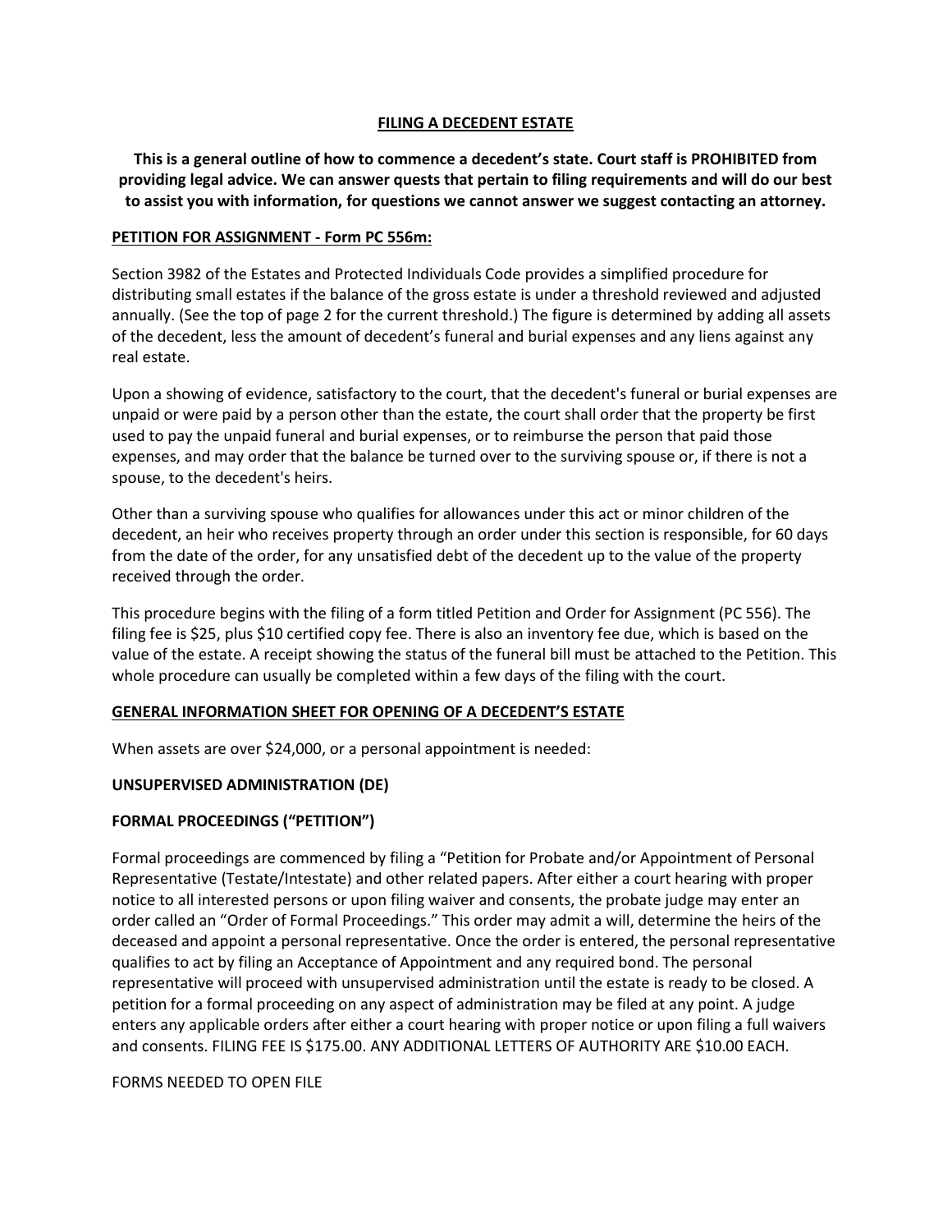# FILING A DECEDENT ESTATE

**This is a general outline of how to commence a decedent's state. Court staff is PROHIBITED from providing legal advice. We can answer quests that pertain to filing requirements and will do our best to assist you with information, for questions we cannot answer we suggest contacting an attorney.**

## PETITION FOR ASSIGNMENT - Form PC 556m:

Section 3982 of the Estates and Protected Individuals Code provides a simplified procedure for distributing small estates if the balance of the gross estate is under a threshold reviewed and adjusted annually. (See the top of page 2 for the current threshold.) The figure is determined by adding all assets of the decedent, less the amount of decedent's funeral and burial expenses and any liens against any real estate.

Upon a showing of evidence, satisfactory to the court, that the decedent's funeral or burial expenses are unpaid or were paid by a person other than the estate, the court shall order that the property be first used to pay the unpaid funeral and burial expenses, or to reimburse the person that paid those expenses, and may order that the balance be turned over to the surviving spouse or, if there is not a spouse, to the decedent's heirs.

Other than a surviving spouse who qualifies for allowances under this act or minor children of the decedent, an heir who receives property through an order under this section is responsible, for 60 days from the date of the order, for any unsatisfied debt of the decedent up to the value of the property received through the order.

This procedure begins with the filing of a form titled Petition and Order for Assignment (PC 556). The filing fee is $25, plus $10 certified copy fee. There is also an inventory fee due, which is based on the value of the estate. A receipt showing the status of the funeral bill must be attached to the Petition. This whole procedure can usually be completed within a few days of the filing with the court.

## GENERAL INFORMATION SHEET FOR OPENING OF A DECEDENT'S ESTATE

When assets are over $24,000, or a personal appointment is needed:

**UNSUPERVISED ADMINISTRATION (DE)**

**FORMAL PROCEEDINGS ("PETITION")**

Formal proceedings are commenced by filing a "Petition for Probate and/or Appointment of Personal Representative (Testate/Intestate) and other related papers. After either a court hearing with proper notice to all interested persons or upon filing waiver and consents, the probate judge may enter an order called an "Order of Formal Proceedings." This order may admit a will, determine the heirs of the deceased and appoint a personal representative. Once the order is entered, the personal representative qualifies to act by filing an Acceptance of Appointment and any required bond. The personal representative will proceed with unsupervised administration until the estate is ready to be closed. A petition for a formal proceeding on any aspect of administration may be filed at any point. A judge enters any applicable orders after either a court hearing with proper notice or upon filing a full waivers and consents. FILING FEE IS $175.00. ANY ADDITIONAL LETTERS OF AUTHORITY ARE $10.00 EACH.

FORMS NEEDED TO OPEN FILE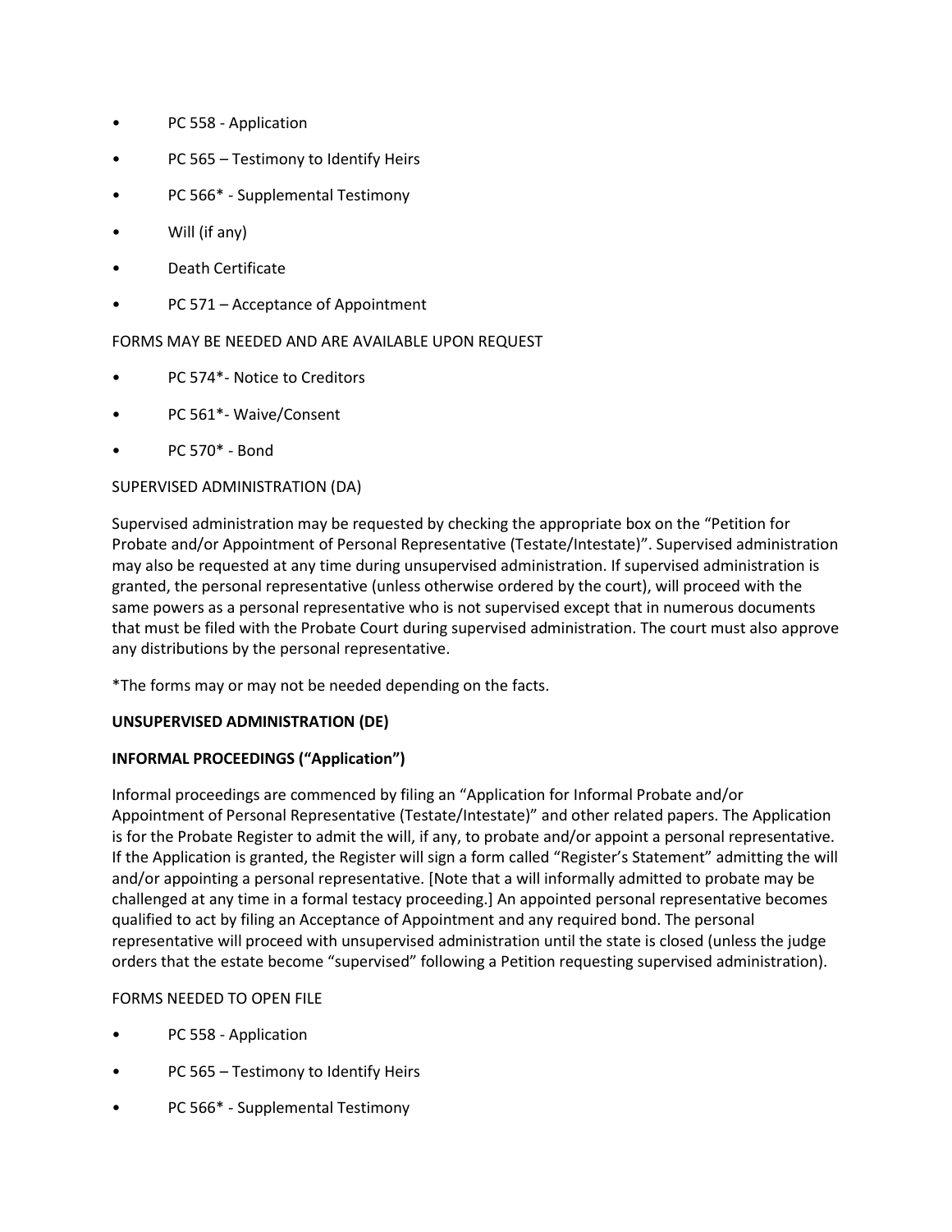- PC 558 - Application
- PC 565 – Testimony to Identify Heirs
- PC 566* - Supplemental Testimony
- Will (if any)
- Death Certificate
- PC 571 – Acceptance of Appointment

FORMS MAY BE NEEDED AND ARE AVAILABLE UPON REQUEST

- PC 574*- Notice to Creditors
- PC 561*- Waive/Consent
- PC 570* - Bond

SUPERVISED ADMINISTRATION (DA)

Supervised administration may be requested by checking the appropriate box on the "Petition for Probate and/or Appointment of Personal Representative (Testate/Intestate)". Supervised administration may also be requested at any time during unsupervised administration. If supervised administration is granted, the personal representative (unless otherwise ordered by the court), will proceed with the same powers as a personal representative who is not supervised except that in numerous documents that must be filed with the Probate Court during supervised administration. The court must also approve any distributions by the personal representative.

*The forms may or may not be needed depending on the facts.

**UNSUPERVISED ADMINISTRATION (DE)**

**INFORMAL PROCEEDINGS ("Application")**

Informal proceedings are commenced by filing an "Application for Informal Probate and/or Appointment of Personal Representative (Testate/Intestate)" and other related papers. The Application is for the Probate Register to admit the will, if any, to probate and/or appoint a personal representative. If the Application is granted, the Register will sign a form called "Register's Statement" admitting the will and/or appointing a personal representative. [Note that a will informally admitted to probate may be challenged at any time in a formal testacy proceeding.] An appointed personal representative becomes qualified to act by filing an Acceptance of Appointment and any required bond. The personal representative will proceed with unsupervised administration until the state is closed (unless the judge orders that the estate become "supervised" following a Petition requesting supervised administration).

FORMS NEEDED TO OPEN FILE

- PC 558 - Application
- PC 565 – Testimony to Identify Heirs
- PC 566* - Supplemental Testimony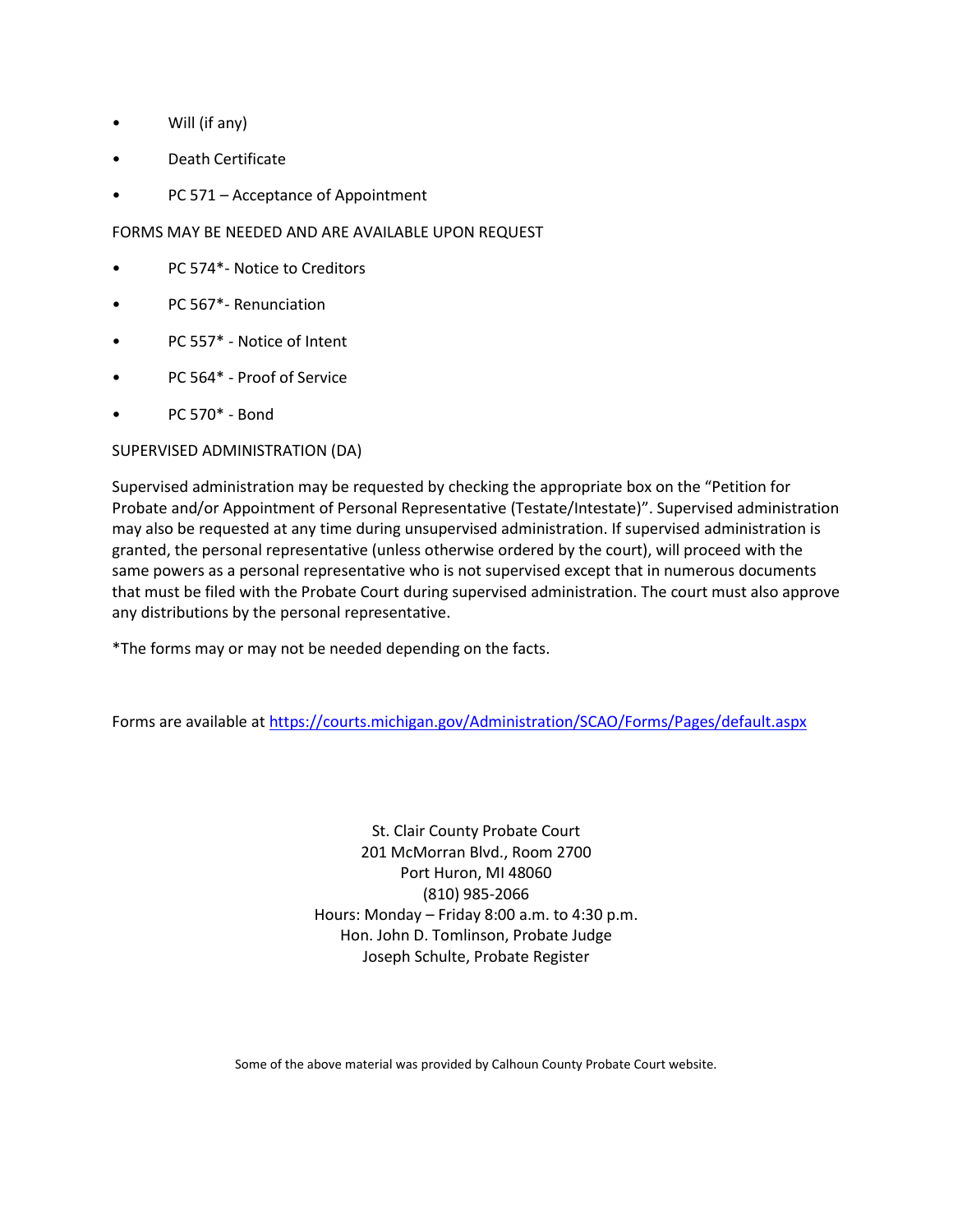- Will (if any)
- Death Certificate
- PC 571 – Acceptance of Appointment

FORMS MAY BE NEEDED AND ARE AVAILABLE UPON REQUEST

- PC 574*- Notice to Creditors
- PC 567*- Renunciation
- PC 557* - Notice of Intent
- PC 564* - Proof of Service
- PC 570* - Bond

SUPERVISED ADMINISTRATION (DA)

Supervised administration may be requested by checking the appropriate box on the "Petition for Probate and/or Appointment of Personal Representative (Testate/Intestate)". Supervised administration may also be requested at any time during unsupervised administration. If supervised administration is granted, the personal representative (unless otherwise ordered by the court), will proceed with the same powers as a personal representative who is not supervised except that in numerous documents that must be filed with the Probate Court during supervised administration. The court must also approve any distributions by the personal representative.

*The forms may or may not be needed depending on the facts.

Forms are available at https://courts.michigan.gov/Administration/SCAO/Forms/Pages/default.aspx

St. Clair County Probate Court
201 McMorran Blvd., Room 2700
Port Huron, MI 48060
(810) 985-2066
Hours: Monday – Friday 8:00 a.m. to 4:30 p.m.
Hon. John D. Tomlinson, Probate Judge
Joseph Schulte, Probate Register

Some of the above material was provided by Calhoun County Probate Court website.